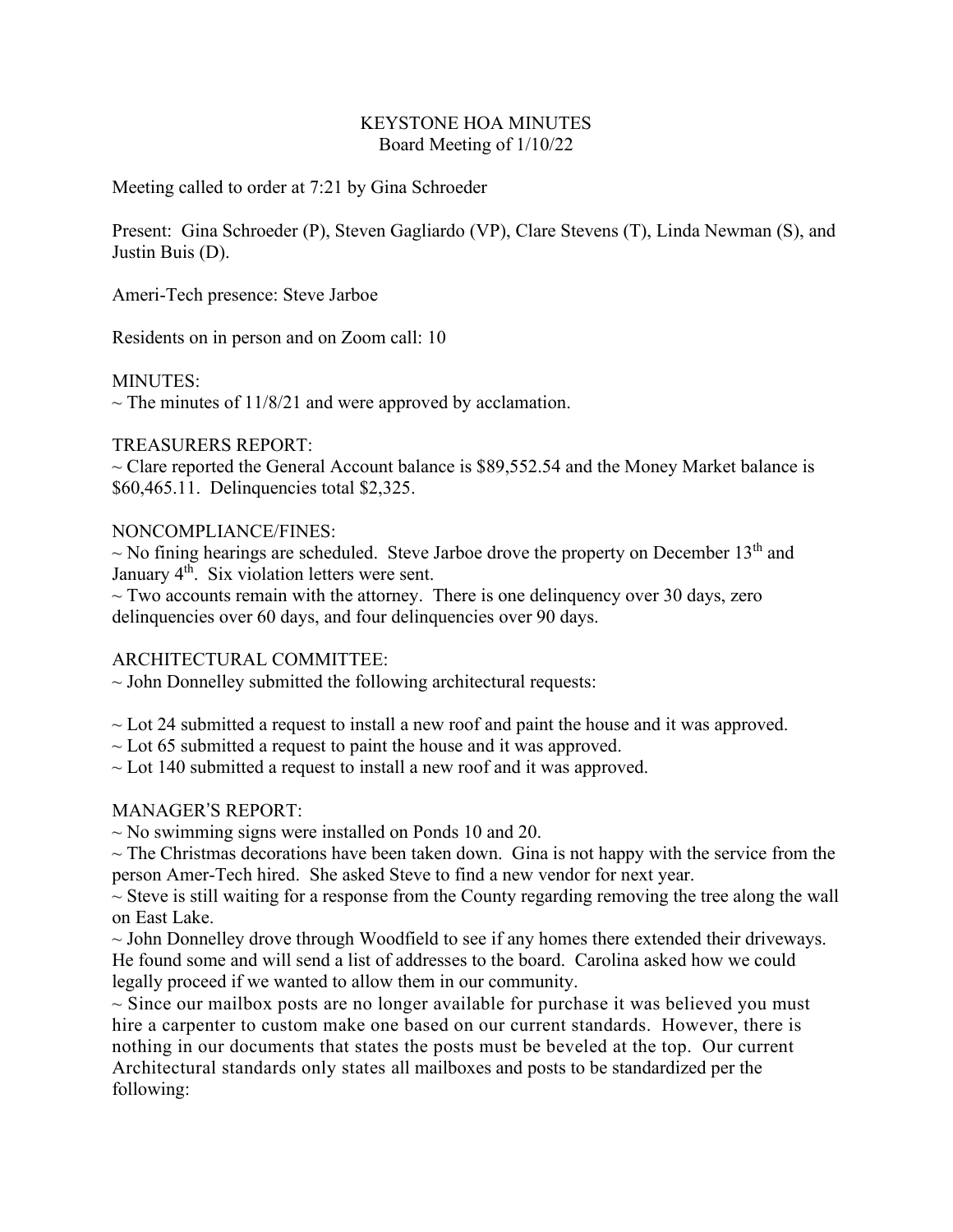# KEYSTONE HOA MINUTES
## Board Meeting of 1/10/22

Meeting called to order at 7:21 by Gina Schroeder

Present: Gina Schroeder (P), Steven Gagliardo (VP), Clare Stevens (T), Linda Newman (S), and Justin Buis (D).

Ameri-Tech presence: Steve Jarboe

Residents on in person and on Zoom call: 10

MINUTES:

~ The minutes of 11/8/21 and were approved by acclamation.

TREASURERS REPORT:

~ Clare reported the General Account balance is $89,552.54 and the Money Market balance is $60,465.11. Delinquencies total $2,325.

NONCOMPLIANCE/FINES:

~ No fining hearings are scheduled. Steve Jarboe drove the property on December 13th and January 4th. Six violation letters were sent.

~ Two accounts remain with the attorney. There is one delinquency over 30 days, zero delinquencies over 60 days, and four delinquencies over 90 days.

ARCHITECTURAL COMMITTEE:

~ John Donnelley submitted the following architectural requests:

~ Lot 24 submitted a request to install a new roof and paint the house and it was approved.

~ Lot 65 submitted a request to paint the house and it was approved.

~ Lot 140 submitted a request to install a new roof and it was approved.

MANAGER'S REPORT:

~ No swimming signs were installed on Ponds 10 and 20.

~ The Christmas decorations have been taken down. Gina is not happy with the service from the person Amer-Tech hired. She asked Steve to find a new vendor for next year.

~ Steve is still waiting for a response from the County regarding removing the tree along the wall on East Lake.

~ John Donnelley drove through Woodfield to see if any homes there extended their driveways. He found some and will send a list of addresses to the board. Carolina asked how we could legally proceed if we wanted to allow them in our community.

~ Since our mailbox posts are no longer available for purchase it was believed you must hire a carpenter to custom make one based on our current standards. However, there is nothing in our documents that states the posts must be beveled at the top. Our current Architectural standards only states all mailboxes and posts to be standardized per the following: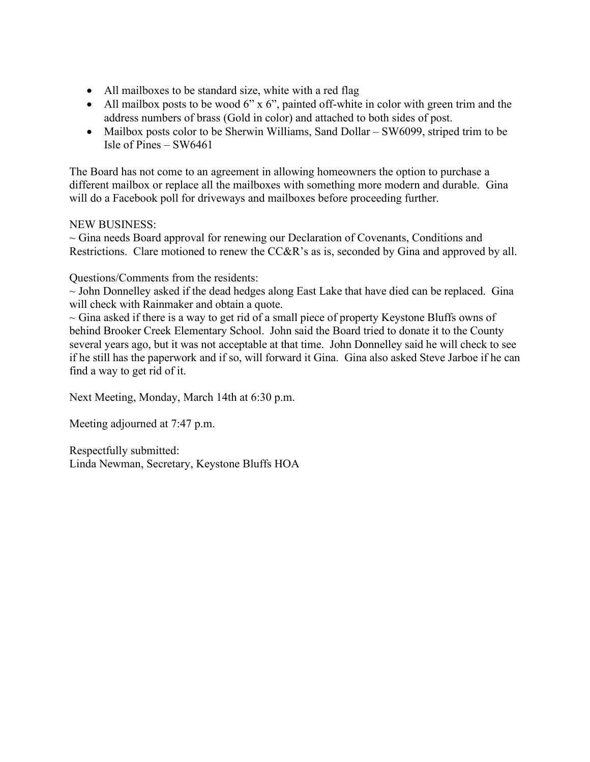- All mailboxes to be standard size, white with a red flag
- All mailbox posts to be wood 6” x 6”, painted off-white in color with green trim and the address numbers of brass (Gold in color) and attached to both sides of post.
- Mailbox posts color to be Sherwin Williams, Sand Dollar – SW6099, striped trim to be Isle of Pines – SW6461

The Board has not come to an agreement in allowing homeowners the option to purchase a different mailbox or replace all the mailboxes with something more modern and durable. Gina will do a Facebook poll for driveways and mailboxes before proceeding further.

NEW BUSINESS:
~ Gina needs Board approval for renewing our Declaration of Covenants, Conditions and Restrictions. Clare motioned to renew the CC&R’s as is, seconded by Gina and approved by all.

Questions/Comments from the residents:
~ John Donnelley asked if the dead hedges along East Lake that have died can be replaced. Gina will check with Rainmaker and obtain a quote.
~ Gina asked if there is a way to get rid of a small piece of property Keystone Bluffs owns of behind Brooker Creek Elementary School. John said the Board tried to donate it to the County several years ago, but it was not acceptable at that time. John Donnelley said he will check to see if he still has the paperwork and if so, will forward it Gina. Gina also asked Steve Jarboe if he can find a way to get rid of it.

Next Meeting, Monday, March 14th at 6:30 p.m.

Meeting adjourned at 7:47 p.m.

Respectfully submitted:
Linda Newman, Secretary, Keystone Bluffs HOA